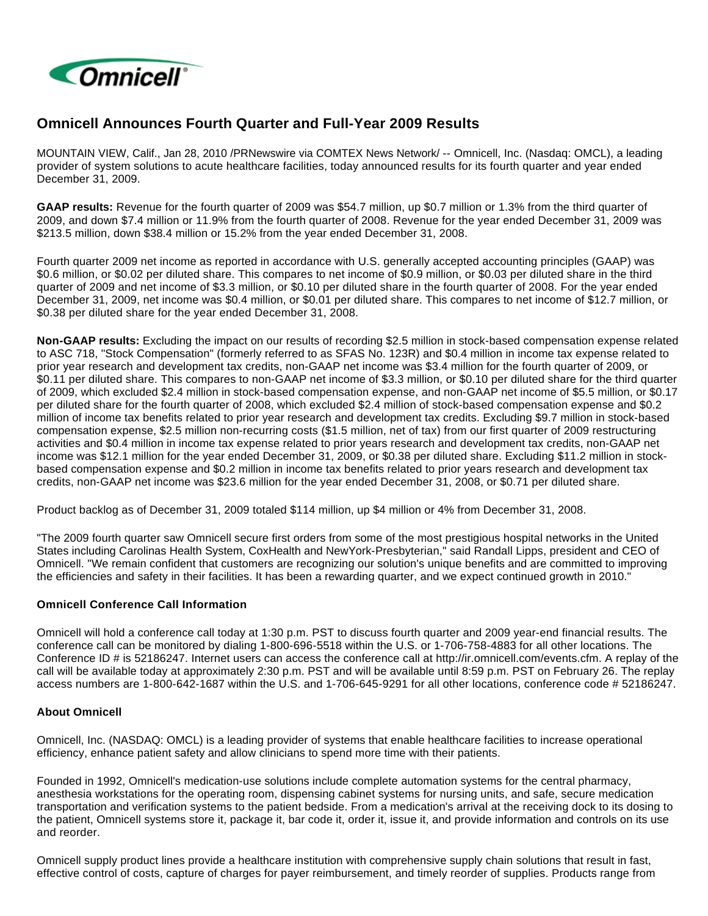# Omnicell Announces Fourth Quarter and Full-Year 2009 Results

MOUNTAIN VIEW, Calif., Jan 28, 2010 /PRNewswire via COMTEX News Network/ -- Omnicell, Inc. (Nasdaq: OMCL), a leading provider of system solutions to acute healthcare facilities, today announced results for its fourth quarter and year ended December 31, 2009.

**GAAP results:** Revenue for the fourth quarter of 2009 was $54.7 million, up $0.7 million or 1.3% from the third quarter of 2009, and down $7.4 million or 11.9% from the fourth quarter of 2008. Revenue for the year ended December 31, 2009 was $213.5 million, down $38.4 million or 15.2% from the year ended December 31, 2008.

Fourth quarter 2009 net income as reported in accordance with U.S. generally accepted accounting principles (GAAP) was $0.6 million, or $0.02 per diluted share. This compares to net income of $0.9 million, or $0.03 per diluted share in the third quarter of 2009 and net income of $3.3 million, or $0.10 per diluted share in the fourth quarter of 2008. For the year ended December 31, 2009, net income was $0.4 million, or $0.01 per diluted share. This compares to net income of $12.7 million, or $0.38 per diluted share for the year ended December 31, 2008.

**Non-GAAP results:** Excluding the impact on our results of recording $2.5 million in stock-based compensation expense related to ASC 718, "Stock Compensation" (formerly referred to as SFAS No. 123R) and $0.4 million in income tax expense related to prior year research and development tax credits, non-GAAP net income was $3.4 million for the fourth quarter of 2009, or $0.11 per diluted share. This compares to non-GAAP net income of $3.3 million, or $0.10 per diluted share for the third quarter of 2009, which excluded $2.4 million in stock-based compensation expense, and non-GAAP net income of $5.5 million, or $0.17 per diluted share for the fourth quarter of 2008, which excluded $2.4 million of stock-based compensation expense and $0.2 million of income tax benefits related to prior year research and development tax credits. Excluding $9.7 million in stock-based compensation expense, $2.5 million non-recurring costs ($1.5 million, net of tax) from our first quarter of 2009 restructuring activities and $0.4 million in income tax expense related to prior years research and development tax credits, non-GAAP net income was $12.1 million for the year ended December 31, 2009, or $0.38 per diluted share. Excluding $11.2 million in stock-based compensation expense and $0.2 million in income tax benefits related to prior years research and development tax credits, non-GAAP net income was $23.6 million for the year ended December 31, 2008, or $0.71 per diluted share.

Product backlog as of December 31, 2009 totaled $114 million, up $4 million or 4% from December 31, 2008.

"The 2009 fourth quarter saw Omnicell secure first orders from some of the most prestigious hospital networks in the United States including Carolinas Health System, CoxHealth and NewYork-Presbyterian," said Randall Lipps, president and CEO of Omnicell. "We remain confident that customers are recognizing our solution's unique benefits and are committed to improving the efficiencies and safety in their facilities. It has been a rewarding quarter, and we expect continued growth in 2010."

### Omnicell Conference Call Information

Omnicell will hold a conference call today at 1:30 p.m. PST to discuss fourth quarter and 2009 year-end financial results. The conference call can be monitored by dialing 1-800-696-5518 within the U.S. or 1-706-758-4883 for all other locations. The Conference ID # is 52186247. Internet users can access the conference call at http://ir.omnicell.com/events.cfm. A replay of the call will be available today at approximately 2:30 p.m. PST and will be available until 8:59 p.m. PST on February 26. The replay access numbers are 1-800-642-1687 within the U.S. and 1-706-645-9291 for all other locations, conference code # 52186247.

### About Omnicell

Omnicell, Inc. (NASDAQ: OMCL) is a leading provider of systems that enable healthcare facilities to increase operational efficiency, enhance patient safety and allow clinicians to spend more time with their patients.

Founded in 1992, Omnicell's medication-use solutions include complete automation systems for the central pharmacy, anesthesia workstations for the operating room, dispensing cabinet systems for nursing units, and safe, secure medication transportation and verification systems to the patient bedside. From a medication's arrival at the receiving dock to its dosing to the patient, Omnicell systems store it, package it, bar code it, order it, issue it, and provide information and controls on its use and reorder.

Omnicell supply product lines provide a healthcare institution with comprehensive supply chain solutions that result in fast, effective control of costs, capture of charges for payer reimbursement, and timely reorder of supplies. Products range from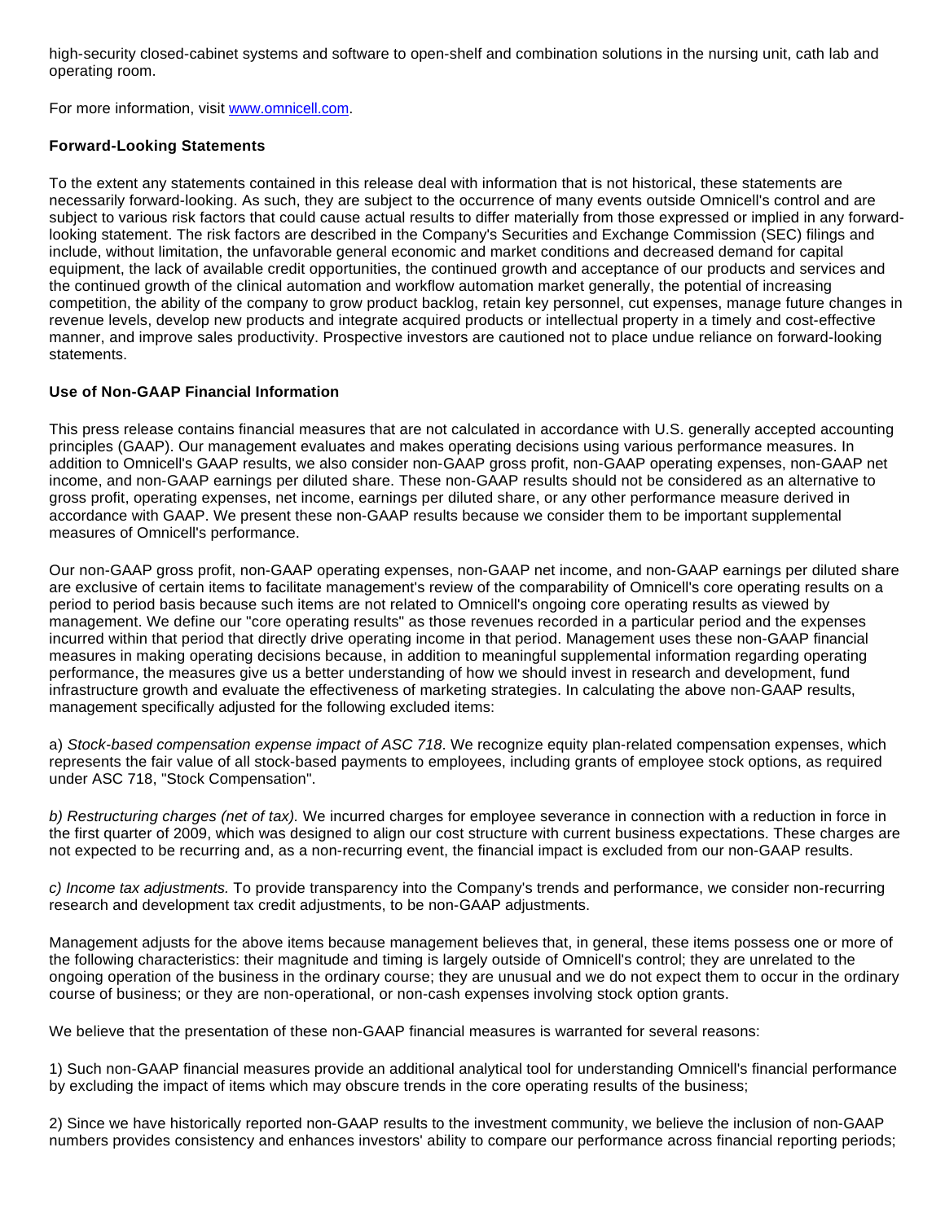high-security closed-cabinet systems and software to open-shelf and combination solutions in the nursing unit, cath lab and operating room.

For more information, visit [www.omnicell.com](http://www.omnicell.com).

**Forward-Looking Statements**

To the extent any statements contained in this release deal with information that is not historical, these statements are necessarily forward-looking. As such, they are subject to the occurrence of many events outside Omnicell's control and are subject to various risk factors that could cause actual results to differ materially from those expressed or implied in any forward-looking statement. The risk factors are described in the Company's Securities and Exchange Commission (SEC) filings and include, without limitation, the unfavorable general economic and market conditions and decreased demand for capital equipment, the lack of available credit opportunities, the continued growth and acceptance of our products and services and the continued growth of the clinical automation and workflow automation market generally, the potential of increasing competition, the ability of the company to grow product backlog, retain key personnel, cut expenses, manage future changes in revenue levels, develop new products and integrate acquired products or intellectual property in a timely and cost-effective manner, and improve sales productivity. Prospective investors are cautioned not to place undue reliance on forward-looking statements.

**Use of Non-GAAP Financial Information**

This press release contains financial measures that are not calculated in accordance with U.S. generally accepted accounting principles (GAAP). Our management evaluates and makes operating decisions using various performance measures. In addition to Omnicell's GAAP results, we also consider non-GAAP gross profit, non-GAAP operating expenses, non-GAAP net income, and non-GAAP earnings per diluted share. These non-GAAP results should not be considered as an alternative to gross profit, operating expenses, net income, earnings per diluted share, or any other performance measure derived in accordance with GAAP. We present these non-GAAP results because we consider them to be important supplemental measures of Omnicell's performance.

Our non-GAAP gross profit, non-GAAP operating expenses, non-GAAP net income, and non-GAAP earnings per diluted share are exclusive of certain items to facilitate management's review of the comparability of Omnicell's core operating results on a period to period basis because such items are not related to Omnicell's ongoing core operating results as viewed by management. We define our "core operating results" as those revenues recorded in a particular period and the expenses incurred within that period that directly drive operating income in that period. Management uses these non-GAAP financial measures in making operating decisions because, in addition to meaningful supplemental information regarding operating performance, the measures give us a better understanding of how we should invest in research and development, fund infrastructure growth and evaluate the effectiveness of marketing strategies. In calculating the above non-GAAP results, management specifically adjusted for the following excluded items:

a) *Stock-based compensation expense impact of ASC 718*. We recognize equity plan-related compensation expenses, which represents the fair value of all stock-based payments to employees, including grants of employee stock options, as required under ASC 718, "Stock Compensation".

*b) Restructuring charges (net of tax).* We incurred charges for employee severance in connection with a reduction in force in the first quarter of 2009, which was designed to align our cost structure with current business expectations. These charges are not expected to be recurring and, as a non-recurring event, the financial impact is excluded from our non-GAAP results.

*c) Income tax adjustments.* To provide transparency into the Company's trends and performance, we consider non-recurring research and development tax credit adjustments, to be non-GAAP adjustments.

Management adjusts for the above items because management believes that, in general, these items possess one or more of the following characteristics: their magnitude and timing is largely outside of Omnicell's control; they are unrelated to the ongoing operation of the business in the ordinary course; they are unusual and we do not expect them to occur in the ordinary course of business; or they are non-operational, or non-cash expenses involving stock option grants.

We believe that the presentation of these non-GAAP financial measures is warranted for several reasons:

1) Such non-GAAP financial measures provide an additional analytical tool for understanding Omnicell's financial performance by excluding the impact of items which may obscure trends in the core operating results of the business;

2) Since we have historically reported non-GAAP results to the investment community, we believe the inclusion of non-GAAP numbers provides consistency and enhances investors' ability to compare our performance across financial reporting periods;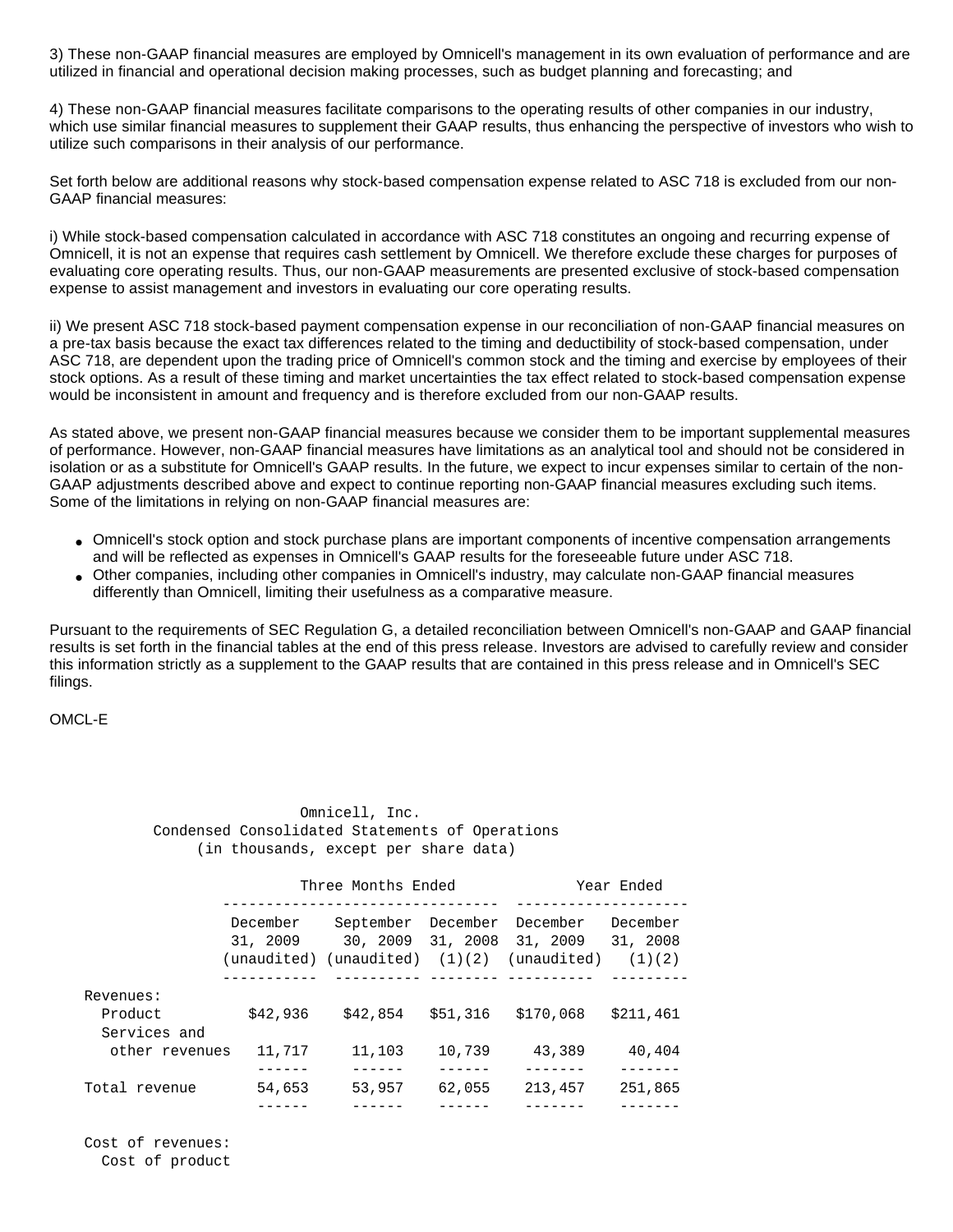3) These non-GAAP financial measures are employed by Omnicell's management in its own evaluation of performance and are utilized in financial and operational decision making processes, such as budget planning and forecasting; and

4) These non-GAAP financial measures facilitate comparisons to the operating results of other companies in our industry, which use similar financial measures to supplement their GAAP results, thus enhancing the perspective of investors who wish to utilize such comparisons in their analysis of our performance.

Set forth below are additional reasons why stock-based compensation expense related to ASC 718 is excluded from our non-GAAP financial measures:

i) While stock-based compensation calculated in accordance with ASC 718 constitutes an ongoing and recurring expense of Omnicell, it is not an expense that requires cash settlement by Omnicell. We therefore exclude these charges for purposes of evaluating core operating results. Thus, our non-GAAP measurements are presented exclusive of stock-based compensation expense to assist management and investors in evaluating our core operating results.

ii) We present ASC 718 stock-based payment compensation expense in our reconciliation of non-GAAP financial measures on a pre-tax basis because the exact tax differences related to the timing and deductibility of stock-based compensation, under ASC 718, are dependent upon the trading price of Omnicell's common stock and the timing and exercise by employees of their stock options. As a result of these timing and market uncertainties the tax effect related to stock-based compensation expense would be inconsistent in amount and frequency and is therefore excluded from our non-GAAP results.

As stated above, we present non-GAAP financial measures because we consider them to be important supplemental measures of performance. However, non-GAAP financial measures have limitations as an analytical tool and should not be considered in isolation or as a substitute for Omnicell's GAAP results. In the future, we expect to incur expenses similar to certain of the non-GAAP adjustments described above and expect to continue reporting non-GAAP financial measures excluding such items. Some of the limitations in relying on non-GAAP financial measures are:

- Omnicell's stock option and stock purchase plans are important components of incentive compensation arrangements and will be reflected as expenses in Omnicell's GAAP results for the foreseeable future under ASC 718.
- Other companies, including other companies in Omnicell's industry, may calculate non-GAAP financial measures differently than Omnicell, limiting their usefulness as a comparative measure.

Pursuant to the requirements of SEC Regulation G, a detailed reconciliation between Omnicell's non-GAAP and GAAP financial results is set forth in the financial tables at the end of this press release. Investors are advised to carefully review and consider this information strictly as a supplement to the GAAP results that are contained in this press release and in Omnicell's SEC filings.

OMCL-E

Omnicell, Inc.
Condensed Consolidated Statements of Operations
(in thousands, except per share data)

| | Three Months Ended | | | Year Ended | |
|---|---|---|---|---|---|
| | December 31, 2009 (unaudited) | September 30, 2009 (unaudited) | December 31, 2008 (1)(2) | December 31, 2009 (unaudited) | December 31, 2008 (1)(2) |
| Revenues: | | | | | |
| Product | $42,936 | $42,854 | $51,316 | $170,068 | $211,461 |
| Services and other revenues | 11,717 | 11,103 | 10,739 | 43,389 | 40,404 |
| Total revenue | 54,653 | 53,957 | 62,055 | 213,457 | 251,865 |
| Cost of revenues: | | | | | |
| Cost of product | | | | | |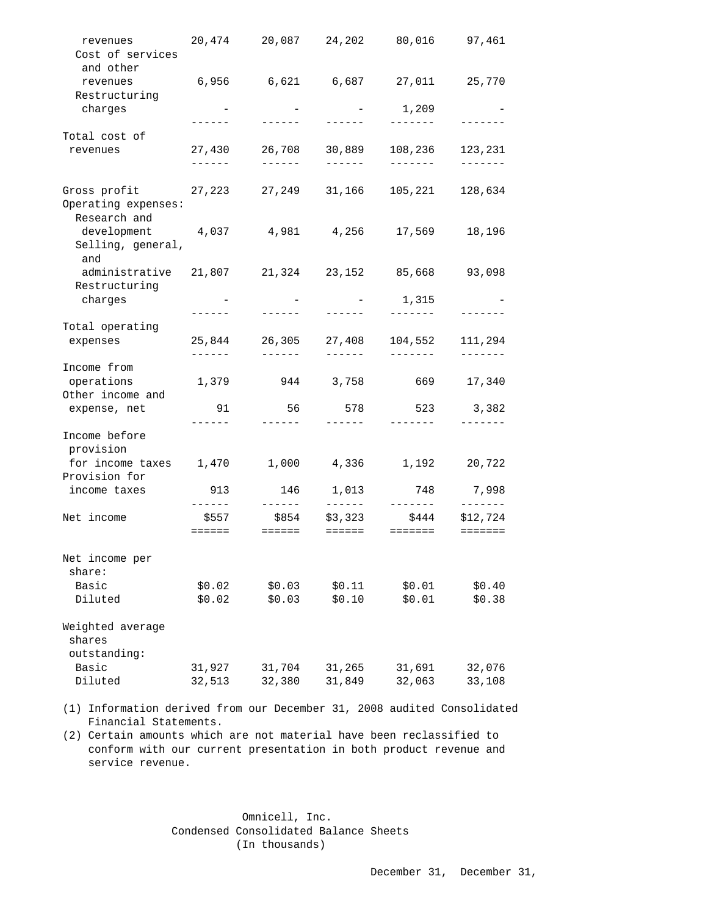| | | | | | |
|---|---|---|---|---|---|
| revenues | 20,474 | 20,087 | 24,202 | 80,016 | 97,461 |
| Cost of services and other revenues | 6,956 | 6,621 | 6,687 | 27,011 | 25,770 |
| Restructuring charges | - | - | - | 1,209 | - |
| Total cost of revenues | 27,430 | 26,708 | 30,889 | 108,236 | 123,231 |
| Gross profit | 27,223 | 27,249 | 31,166 | 105,221 | 128,634 |
| Operating expenses: | | | | | |
| Research and development | 4,037 | 4,981 | 4,256 | 17,569 | 18,196 |
| Selling, general, and administrative | 21,807 | 21,324 | 23,152 | 85,668 | 93,098 |
| Restructuring charges | - | - | - | 1,315 | - |
| Total operating expenses | 25,844 | 26,305 | 27,408 | 104,552 | 111,294 |
| Income from operations | 1,379 | 944 | 3,758 | 669 | 17,340 |
| Other income and expense, net | 91 | 56 | 578 | 523 | 3,382 |
| Income before provision for income taxes | 1,470 | 1,000 | 4,336 | 1,192 | 20,722 |
| Provision for income taxes | 913 | 146 | 1,013 | 748 | 7,998 |
| Net income | $557 | $854 | $3,323 | $444 | $12,724 |
| Net income per share: | | | | | |
| Basic | $0.02 | $0.03 | $0.11 | $0.01 | $0.40 |
| Diluted | $0.02 | $0.03 | $0.10 | $0.01 | $0.38 |
| Weighted average shares outstanding: | | | | | |
| Basic | 31,927 | 31,704 | 31,265 | 31,691 | 32,076 |
| Diluted | 32,513 | 32,380 | 31,849 | 32,063 | 33,108 |

(1) Information derived from our December 31, 2008 audited Consolidated Financial Statements.
(2) Certain amounts which are not material have been reclassified to conform with our current presentation in both product revenue and service revenue.

Omnicell, Inc.
Condensed Consolidated Balance Sheets
(In thousands)

December 31, December 31,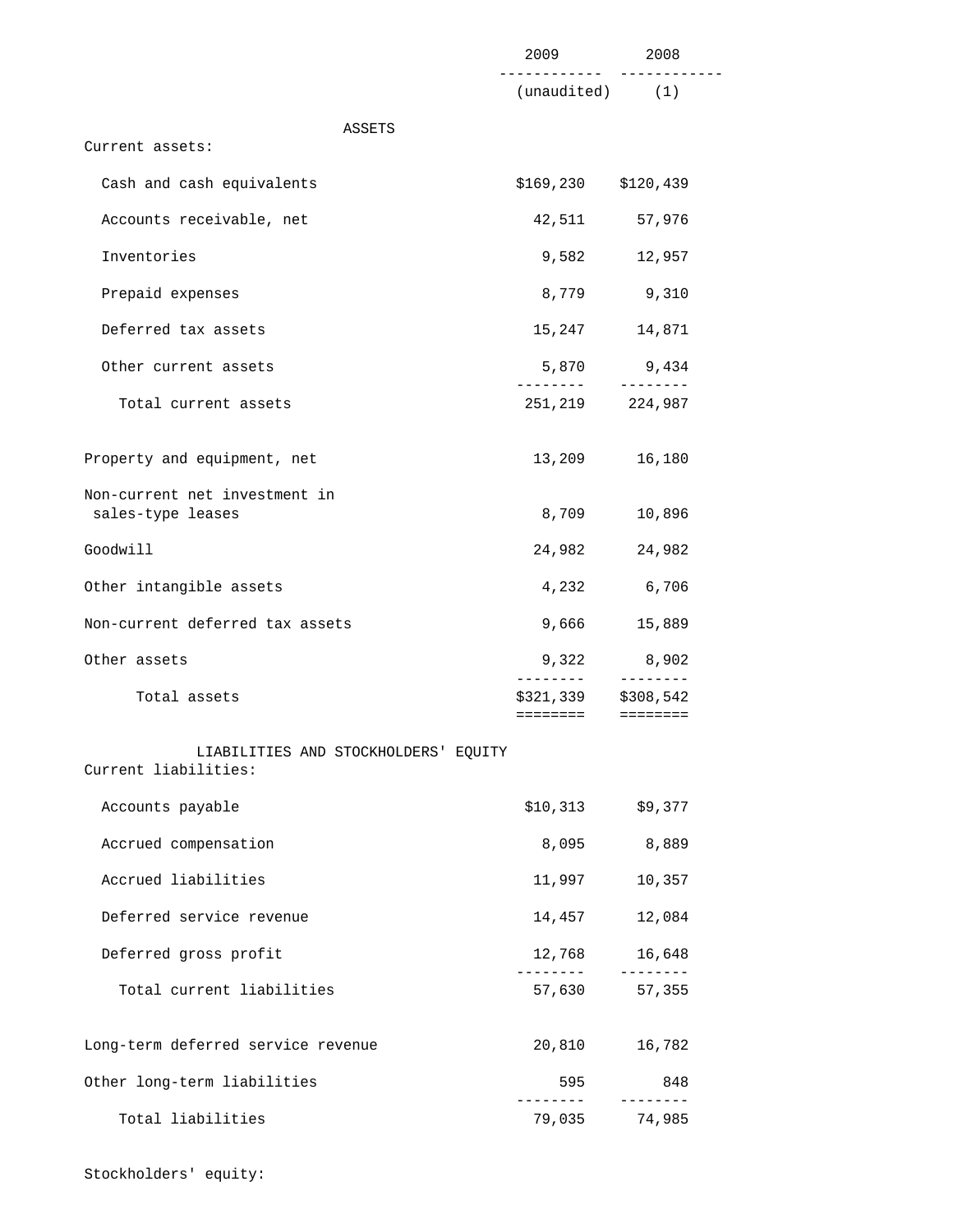| | 2009 | 2008 |
|---|---|---|
| | (unaudited) | (1) |
| **ASSETS** | | |
| Current assets: | | |
| Cash and cash equivalents | $169,230 | $120,439 |
| Accounts receivable, net | 42,511 | 57,976 |
| Inventories | 9,582 | 12,957 |
| Prepaid expenses | 8,779 | 9,310 |
| Deferred tax assets | 15,247 | 14,871 |
| Other current assets | 5,870 | 9,434 |
| Total current assets | 251,219 | 224,987 |
| Property and equipment, net | 13,209 | 16,180 |
| Non-current net investment in sales-type leases | 8,709 | 10,896 |
| Goodwill | 24,982 | 24,982 |
| Other intangible assets | 4,232 | 6,706 |
| Non-current deferred tax assets | 9,666 | 15,889 |
| Other assets | 9,322 | 8,902 |
| Total assets | $321,339 | $308,542 |
| **LIABILITIES AND STOCKHOLDERS' EQUITY** | | |
| Current liabilities: | | |
| Accounts payable | $10,313 | $9,377 |
| Accrued compensation | 8,095 | 8,889 |
| Accrued liabilities | 11,997 | 10,357 |
| Deferred service revenue | 14,457 | 12,084 |
| Deferred gross profit | 12,768 | 16,648 |
| Total current liabilities | 57,630 | 57,355 |
| Long-term deferred service revenue | 20,810 | 16,782 |
| Other long-term liabilities | 595 | 848 |
| Total liabilities | 79,035 | 74,985 |
| Stockholders' equity: | | |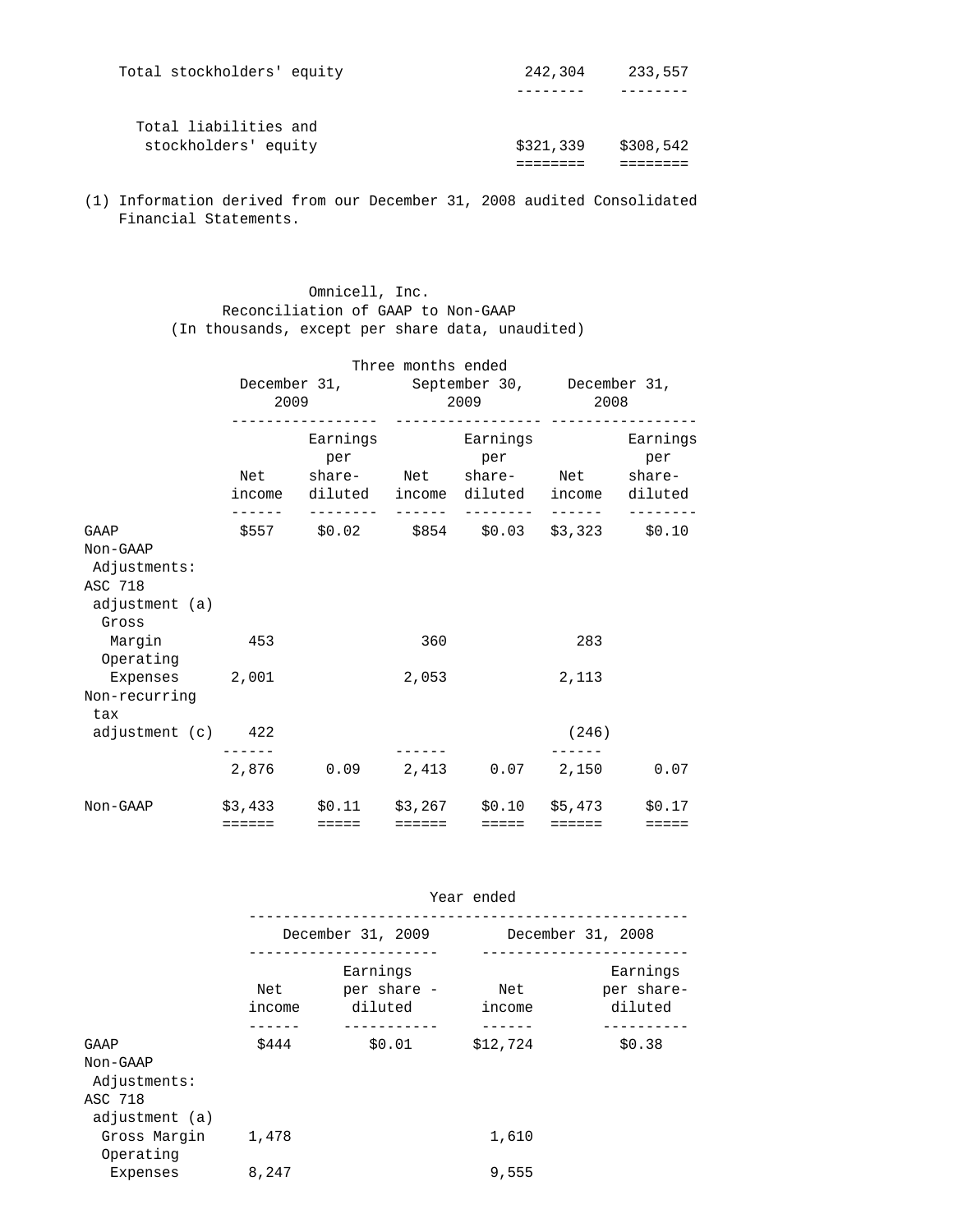| | | |
|---|---|---|
| Total stockholders' equity | 242,304 | 233,557 |
| Total liabilities and stockholders' equity | $321,339 | $308,542 |

(1) Information derived from our December 31, 2008 audited Consolidated Financial Statements.

Omnicell, Inc.
Reconciliation of GAAP to Non-GAAP
(In thousands, except per share data, unaudited)

| | Three months ended | | | | | |
|---|---|---|---|---|---|---|
| | December 31, 2009 | | September 30, 2009 | | December 31, 2008 | |
| | Net income | Earnings per share-diluted | Net income | Earnings per share-diluted | Net income | Earnings per share-diluted |
| GAAP | $557 | $0.02 | $854 | $0.03 | $3,323 | $0.10 |
| Non-GAAP Adjustments: | | | | | | |
| ASC 718 adjustment (a) | | | | | | |
| Gross Margin | 453 | | 360 | | 283 | |
| Operating Expenses | 2,001 | | 2,053 | | 2,113 | |
| Non-recurring tax adjustment (c) | 422 | | | | (246) | |
| | 2,876 | 0.09 | 2,413 | 0.07 | 2,150 | 0.07 |
| Non-GAAP | $3,433 | $0.11 | $3,267 | $0.10 | $5,473 | $0.17 |

| | Year ended | | | |
|---|---|---|---|---|
| | December 31, 2009 | | December 31, 2008 | |
| | Net income | Earnings per share - diluted | Net income | Earnings per share-diluted |
| GAAP | $444 | $0.01 | $12,724 | $0.38 |
| Non-GAAP Adjustments: | | | | |
| ASC 718 adjustment (a) | | | | |
| Gross Margin | 1,478 | | 1,610 | |
| Operating Expenses | 8,247 | | 9,555 | |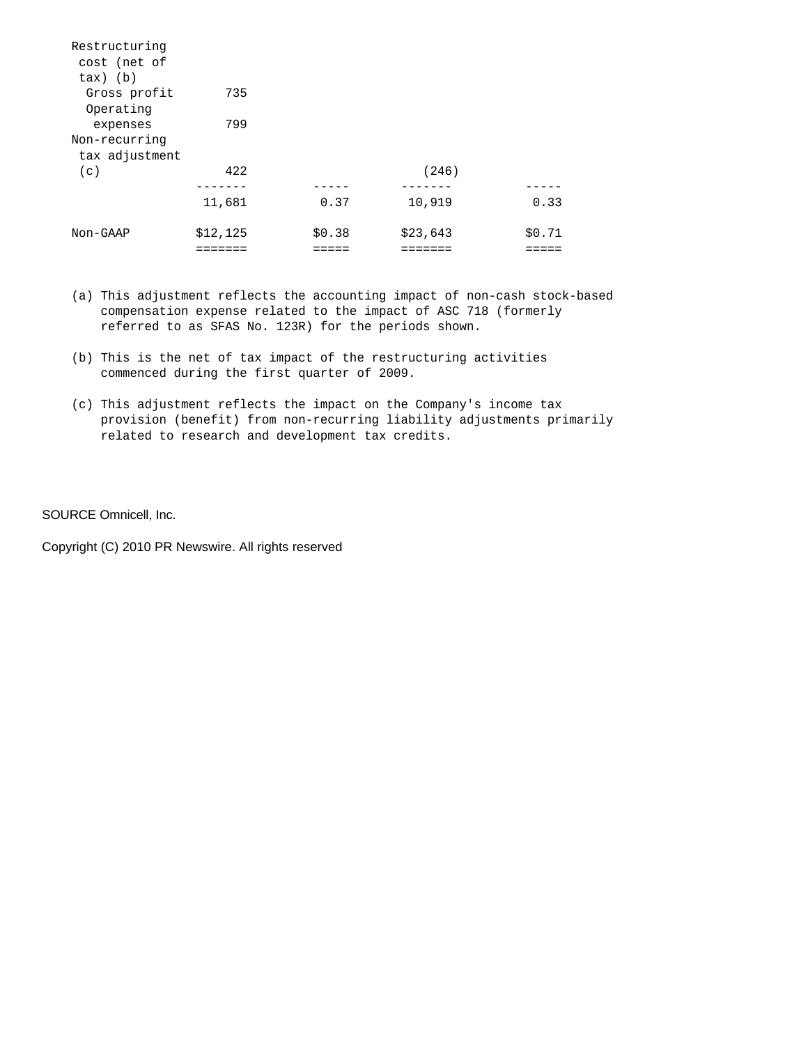| | | | | |
|---|---|---|---|---|
| Restructuring cost (net of tax) (b) | | | | |
| Gross profit | 735 | | | |
| Operating expenses | 799 | | | |
| Non-recurring tax adjustment (c) | 422 | | (246) | |
| | 11,681 | 0.37 | 10,919 | 0.33 |
| Non-GAAP | $12,125 | $0.38 | $23,643 | $0.71 |

(a) This adjustment reflects the accounting impact of non-cash stock-based compensation expense related to the impact of ASC 718 (formerly referred to as SFAS No. 123R) for the periods shown.

(b) This is the net of tax impact of the restructuring activities commenced during the first quarter of 2009.

(c) This adjustment reflects the impact on the Company's income tax provision (benefit) from non-recurring liability adjustments primarily related to research and development tax credits.

SOURCE Omnicell, Inc.

Copyright (C) 2010 PR Newswire. All rights reserved